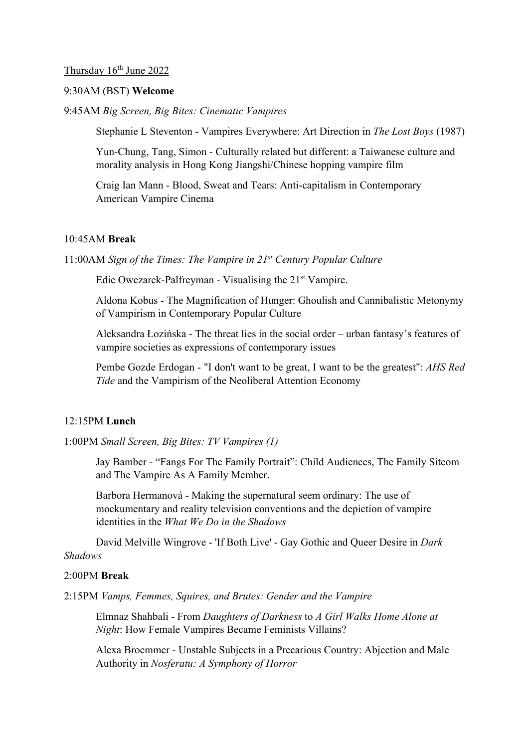Thursday 16th June 2022

9:30AM (BST) **Welcome**

9:45AM *Big Screen, Big Bites: Cinematic Vampires*

> Stephanie L Steventon - Vampires Everywhere: Art Direction in *The Lost Boys* (1987)
>
> Yun-Chung, Tang, Simon - Culturally related but different: a Taiwanese culture and morality analysis in Hong Kong Jiangshi/Chinese hopping vampire film
>
> Craig Ian Mann - Blood, Sweat and Tears: Anti-capitalism in Contemporary American Vampire Cinema

10:45AM **Break**

11:00AM *Sign of the Times: The Vampire in 21st Century Popular Culture*

> Edie Owczarek-Palfreyman - Visualising the 21st Vampire.
>
> Aldona Kobus - The Magnification of Hunger: Ghoulish and Cannibalistic Metonymy of Vampirism in Contemporary Popular Culture
>
> Aleksandra Łozińska - The threat lies in the social order – urban fantasy's features of vampire societies as expressions of contemporary issues
>
> Pembe Gozde Erdogan - "I don't want to be great, I want to be the greatest": *AHS Red Tide* and the Vampirism of the Neoliberal Attention Economy

12:15PM **Lunch**

1:00PM *Small Screen, Big Bites: TV Vampires (1)*

> Jay Bamber - "Fangs For The Family Portrait": Child Audiences, The Family Sitcom and The Vampire As A Family Member.
>
> Barbora Hermanová - Making the supernatural seem ordinary: The use of mockumentary and reality television conventions and the depiction of vampire identities in the *What We Do in the Shadows*
>
> David Melville Wingrove - 'If Both Live' - Gay Gothic and Queer Desire in *Dark Shadows*

2:00PM **Break**

2:15PM *Vamps, Femmes, Squires, and Brutes: Gender and the Vampire*

> Elmnaz Shahbali - From *Daughters of Darkness* to *A Girl Walks Home Alone at Night*: How Female Vampires Became Feminists Villains?
>
> Alexa Broemmer - Unstable Subjects in a Precarious Country: Abjection and Male Authority in *Nosferatu: A Symphony of Horror*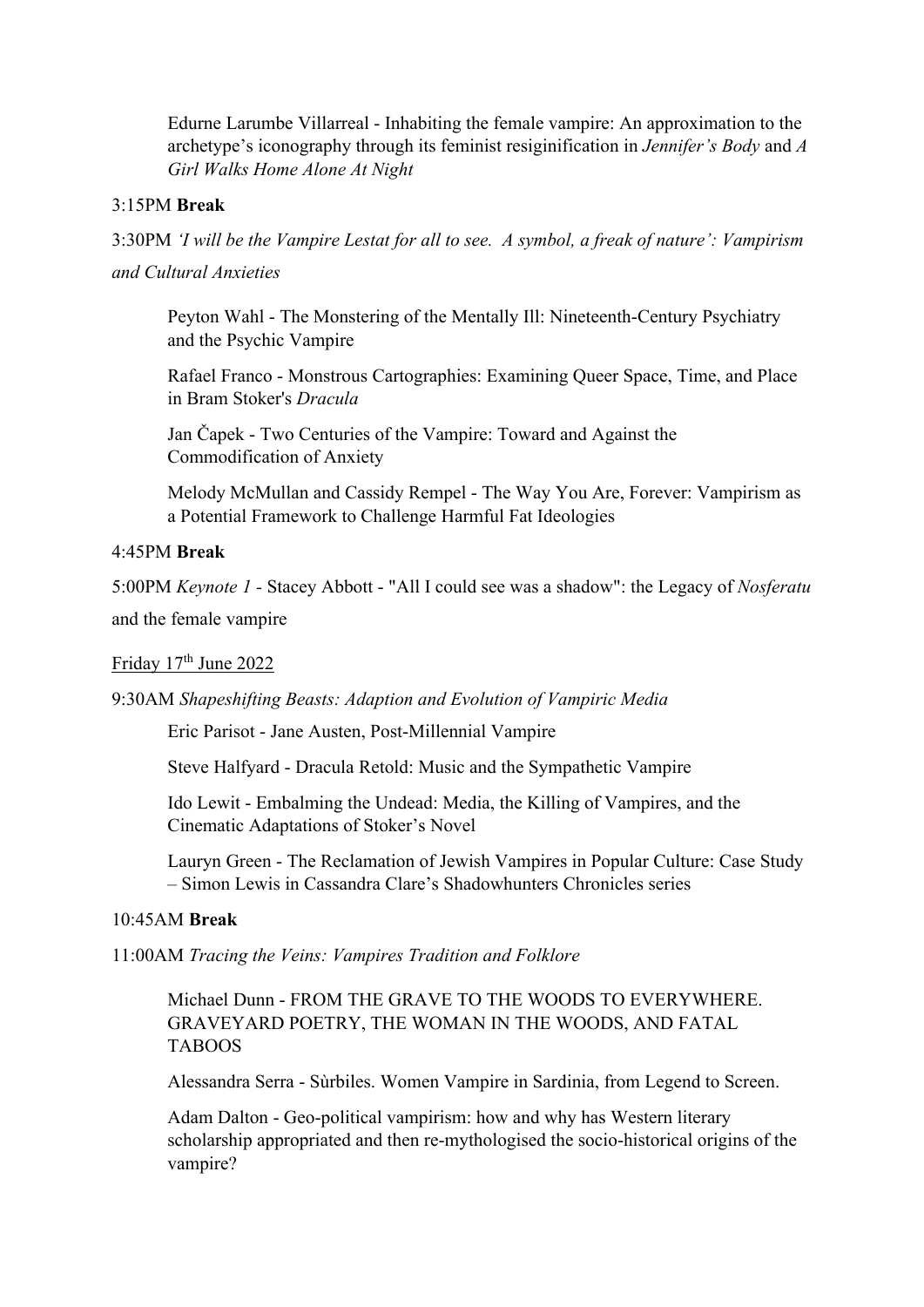Edurne Larumbe Villarreal - Inhabiting the female vampire: An approximation to the archetype's iconography through its feminist resiginification in *Jennifer's Body* and *A Girl Walks Home Alone At Night*

3:15PM **Break**

3:30PM *'I will be the Vampire Lestat for all to see. A symbol, a freak of nature': Vampirism and Cultural Anxieties*

Peyton Wahl - The Monstering of the Mentally Ill: Nineteenth-Century Psychiatry and the Psychic Vampire

Rafael Franco - Monstrous Cartographies: Examining Queer Space, Time, and Place in Bram Stoker's *Dracula*

Jan Čapek - Two Centuries of the Vampire: Toward and Against the Commodification of Anxiety

Melody McMullan and Cassidy Rempel - The Way You Are, Forever: Vampirism as a Potential Framework to Challenge Harmful Fat Ideologies

4:45PM **Break**

5:00PM *Keynote 1* - Stacey Abbott - "All I could see was a shadow": the Legacy of *Nosferatu* and the female vampire

Friday 17th June 2022

9:30AM *Shapeshifting Beasts: Adaption and Evolution of Vampiric Media*

Eric Parisot - Jane Austen, Post-Millennial Vampire

Steve Halfyard - Dracula Retold: Music and the Sympathetic Vampire

Ido Lewit - Embalming the Undead: Media, the Killing of Vampires, and the Cinematic Adaptations of Stoker's Novel

Lauryn Green - The Reclamation of Jewish Vampires in Popular Culture: Case Study – Simon Lewis in Cassandra Clare's Shadowhunters Chronicles series

10:45AM **Break**

11:00AM *Tracing the Veins: Vampires Tradition and Folklore*

Michael Dunn - FROM THE GRAVE TO THE WOODS TO EVERYWHERE. GRAVEYARD POETRY, THE WOMAN IN THE WOODS, AND FATAL TABOOS

Alessandra Serra - Sùrbiles. Women Vampire in Sardinia, from Legend to Screen.

Adam Dalton - Geo-political vampirism: how and why has Western literary scholarship appropriated and then re-mythologised the socio-historical origins of the vampire?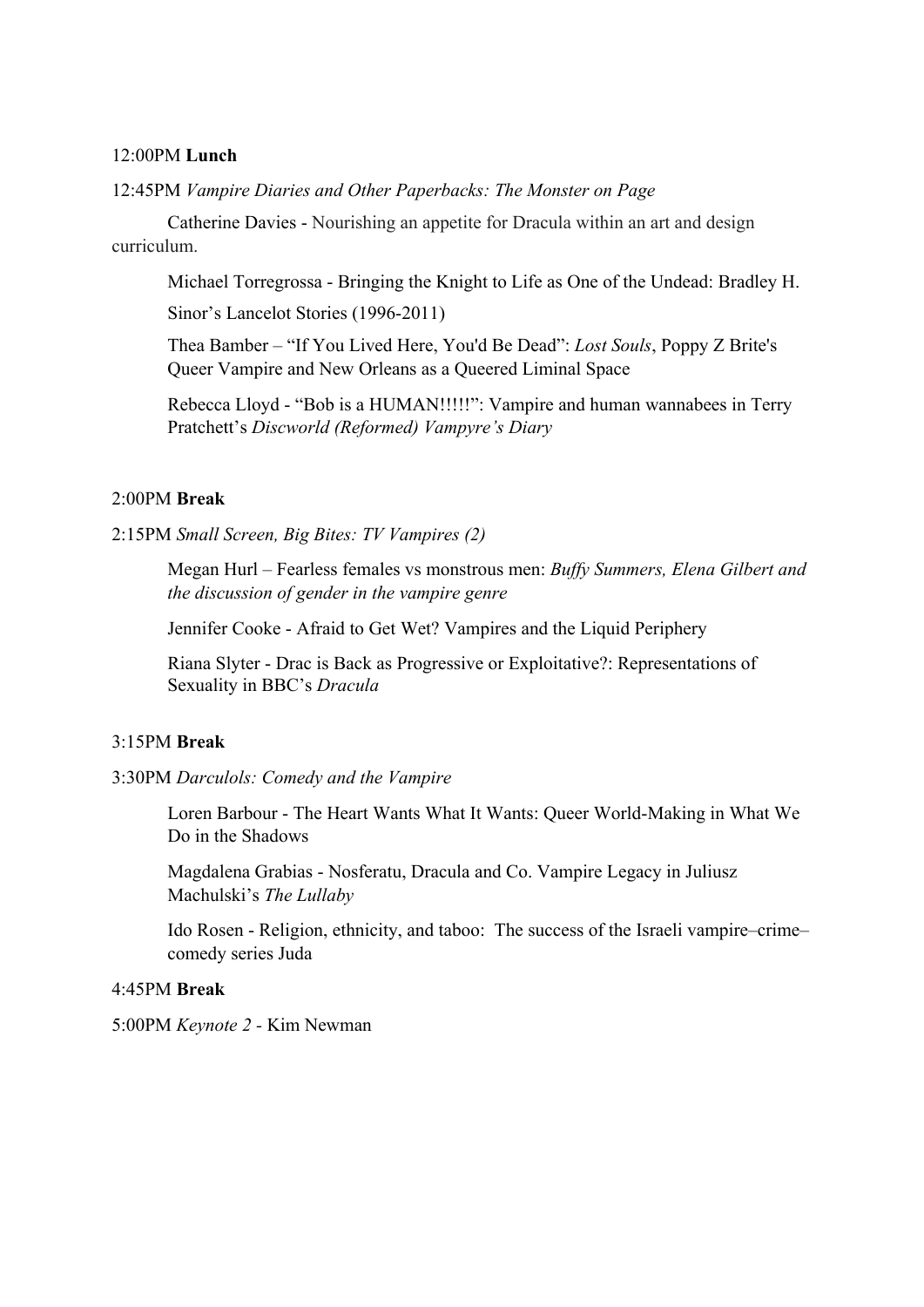12:00PM **Lunch**

12:45PM *Vampire Diaries and Other Paperbacks: The Monster on Page*

Catherine Davies - Nourishing an appetite for Dracula within an art and design curriculum.

Michael Torregrossa - Bringing the Knight to Life as One of the Undead: Bradley H. Sinor's Lancelot Stories (1996-2011)

Thea Bamber – "If You Lived Here, You'd Be Dead": *Lost Souls*, Poppy Z Brite's Queer Vampire and New Orleans as a Queered Liminal Space

Rebecca Lloyd - "Bob is a HUMAN!!!!!": Vampire and human wannabees in Terry Pratchett's *Discworld (Reformed) Vampyre's Diary*

2:00PM **Break**

2:15PM *Small Screen, Big Bites: TV Vampires (2)*

Megan Hurl – Fearless females vs monstrous men: *Buffy Summers, Elena Gilbert and the discussion of gender in the vampire genre*

Jennifer Cooke - Afraid to Get Wet? Vampires and the Liquid Periphery

Riana Slyter - Drac is Back as Progressive or Exploitative?: Representations of Sexuality in BBC's *Dracula*

3:15PM **Break**

3:30PM *Darculols: Comedy and the Vampire*

Loren Barbour - The Heart Wants What It Wants: Queer World-Making in What We Do in the Shadows

Magdalena Grabias - Nosferatu, Dracula and Co. Vampire Legacy in Juliusz Machulski's *The Lullaby*

Ido Rosen - Religion, ethnicity, and taboo: The success of the Israeli vampire–crime–comedy series Juda

4:45PM **Break**

5:00PM *Keynote 2* - Kim Newman